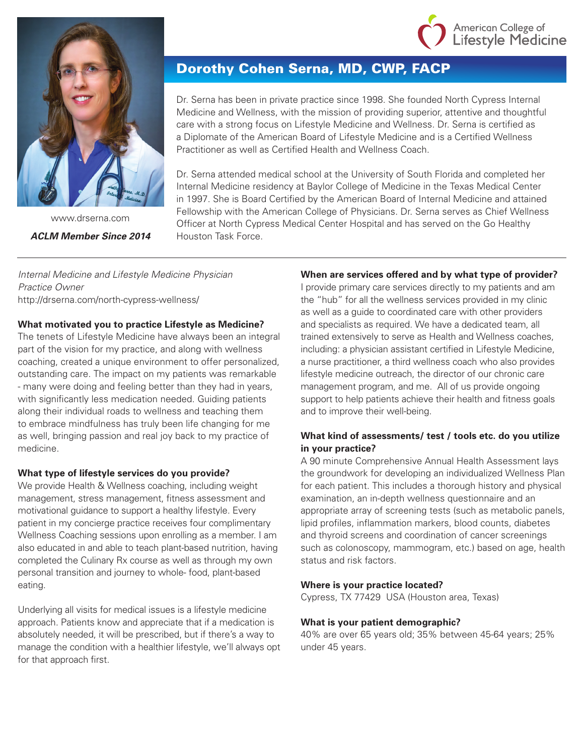American College of Lifestyle Medicine

# Dorothy Cohen Serna, MD, CWP, FACP

www.drserna.com

***ACLM Member Since 2014***

Dr. Serna has been in private practice since 1998. She founded North Cypress Internal Medicine and Wellness, with the mission of providing superior, attentive and thoughtful care with a strong focus on Lifestyle Medicine and Wellness. Dr. Serna is certified as a Diplomate of the American Board of Lifestyle Medicine and is a Certified Wellness Practitioner as well as Certified Health and Wellness Coach.

Dr. Serna attended medical school at the University of South Florida and completed her Internal Medicine residency at Baylor College of Medicine in the Texas Medical Center in 1997. She is Board Certified by the American Board of Internal Medicine and attained Fellowship with the American College of Physicians. Dr. Serna serves as Chief Wellness Officer at North Cypress Medical Center Hospital and has served on the Go Healthy Houston Task Force.

---

*Internal Medicine and Lifestyle Medicine Physician*
*Practice Owner*
http://drserna.com/north-cypress-wellness/

**What motivated you to practice Lifestyle as Medicine?**
The tenets of Lifestyle Medicine have always been an integral part of the vision for my practice, and along with wellness coaching, created a unique environment to offer personalized, outstanding care. The impact on my patients was remarkable - many were doing and feeling better than they had in years, with significantly less medication needed. Guiding patients along their individual roads to wellness and teaching them to embrace mindfulness has truly been life changing for me as well, bringing passion and real joy back to my practice of medicine.

**What type of lifestyle services do you provide?**
We provide Health & Wellness coaching, including weight management, stress management, fitness assessment and motivational guidance to support a healthy lifestyle. Every patient in my concierge practice receives four complimentary Wellness Coaching sessions upon enrolling as a member. I am also educated in and able to teach plant-based nutrition, having completed the Culinary Rx course as well as through my own personal transition and journey to whole- food, plant-based eating.

Underlying all visits for medical issues is a lifestyle medicine approach. Patients know and appreciate that if a medication is absolutely needed, it will be prescribed, but if there's a way to manage the condition with a healthier lifestyle, we'll always opt for that approach first.

**When are services offered and by what type of provider?**
I provide primary care services directly to my patients and am the "hub" for all the wellness services provided in my clinic as well as a guide to coordinated care with other providers and specialists as required. We have a dedicated team, all trained extensively to serve as Health and Wellness coaches, including: a physician assistant certified in Lifestyle Medicine, a nurse practitioner, a third wellness coach who also provides lifestyle medicine outreach, the director of our chronic care management program, and me. All of us provide ongoing support to help patients achieve their health and fitness goals and to improve their well-being.

**What kind of assessments/ test / tools etc. do you utilize in your practice?**
A 90 minute Comprehensive Annual Health Assessment lays the groundwork for developing an individualized Wellness Plan for each patient. This includes a thorough history and physical examination, an in-depth wellness questionnaire and an appropriate array of screening tests (such as metabolic panels, lipid profiles, inflammation markers, blood counts, diabetes and thyroid screens and coordination of cancer screenings such as colonoscopy, mammogram, etc.) based on age, health status and risk factors.

**Where is your practice located?**
Cypress, TX 77429 USA (Houston area, Texas)

**What is your patient demographic?**
40% are over 65 years old; 35% between 45-64 years; 25% under 45 years.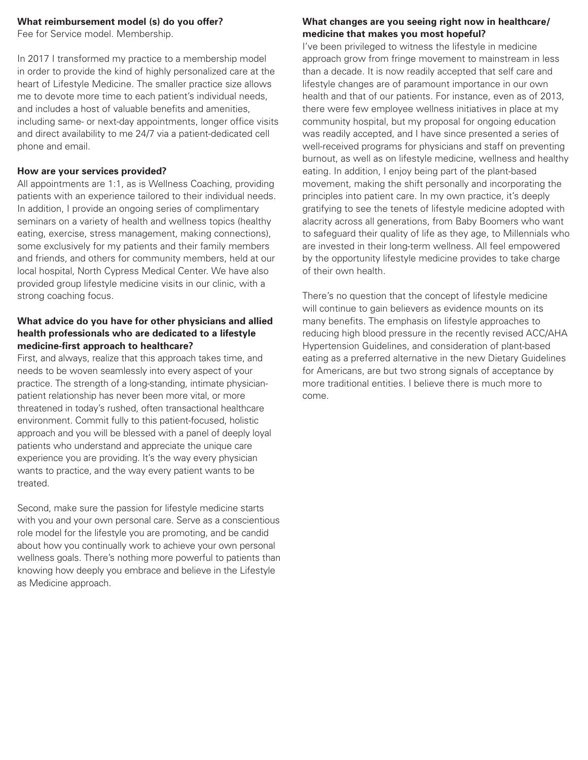**What reimbursement model (s) do you offer?**

Fee for Service model. Membership.

In 2017 I transformed my practice to a membership model in order to provide the kind of highly personalized care at the heart of Lifestyle Medicine. The smaller practice size allows me to devote more time to each patient's individual needs, and includes a host of valuable benefits and amenities, including same- or next-day appointments, longer office visits and direct availability to me 24/7 via a patient-dedicated cell phone and email.

**How are your services provided?**

All appointments are 1:1, as is Wellness Coaching, providing patients with an experience tailored to their individual needs. In addition, I provide an ongoing series of complimentary seminars on a variety of health and wellness topics (healthy eating, exercise, stress management, making connections), some exclusively for my patients and their family members and friends, and others for community members, held at our local hospital, North Cypress Medical Center. We have also provided group lifestyle medicine visits in our clinic, with a strong coaching focus.

**What advice do you have for other physicians and allied health professionals who are dedicated to a lifestyle medicine-first approach to healthcare?**

First, and always, realize that this approach takes time, and needs to be woven seamlessly into every aspect of your practice. The strength of a long-standing, intimate physician-patient relationship has never been more vital, or more threatened in today's rushed, often transactional healthcare environment. Commit fully to this patient-focused, holistic approach and you will be blessed with a panel of deeply loyal patients who understand and appreciate the unique care experience you are providing. It's the way every physician wants to practice, and the way every patient wants to be treated.

Second, make sure the passion for lifestyle medicine starts with you and your own personal care. Serve as a conscientious role model for the lifestyle you are promoting, and be candid about how you continually work to achieve your own personal wellness goals. There's nothing more powerful to patients than knowing how deeply you embrace and believe in the Lifestyle as Medicine approach.

**What changes are you seeing right now in healthcare/ medicine that makes you most hopeful?**

I've been privileged to witness the lifestyle in medicine approach grow from fringe movement to mainstream in less than a decade. It is now readily accepted that self care and lifestyle changes are of paramount importance in our own health and that of our patients. For instance, even as of 2013, there were few employee wellness initiatives in place at my community hospital, but my proposal for ongoing education was readily accepted, and I have since presented a series of well-received programs for physicians and staff on preventing burnout, as well as on lifestyle medicine, wellness and healthy eating. In addition, I enjoy being part of the plant-based movement, making the shift personally and incorporating the principles into patient care. In my own practice, it's deeply gratifying to see the tenets of lifestyle medicine adopted with alacrity across all generations, from Baby Boomers who want to safeguard their quality of life as they age, to Millennials who are invested in their long-term wellness. All feel empowered by the opportunity lifestyle medicine provides to take charge of their own health.

There's no question that the concept of lifestyle medicine will continue to gain believers as evidence mounts on its many benefits. The emphasis on lifestyle approaches to reducing high blood pressure in the recently revised ACC/AHA Hypertension Guidelines, and consideration of plant-based eating as a preferred alternative in the new Dietary Guidelines for Americans, are but two strong signals of acceptance by more traditional entities. I believe there is much more to come.